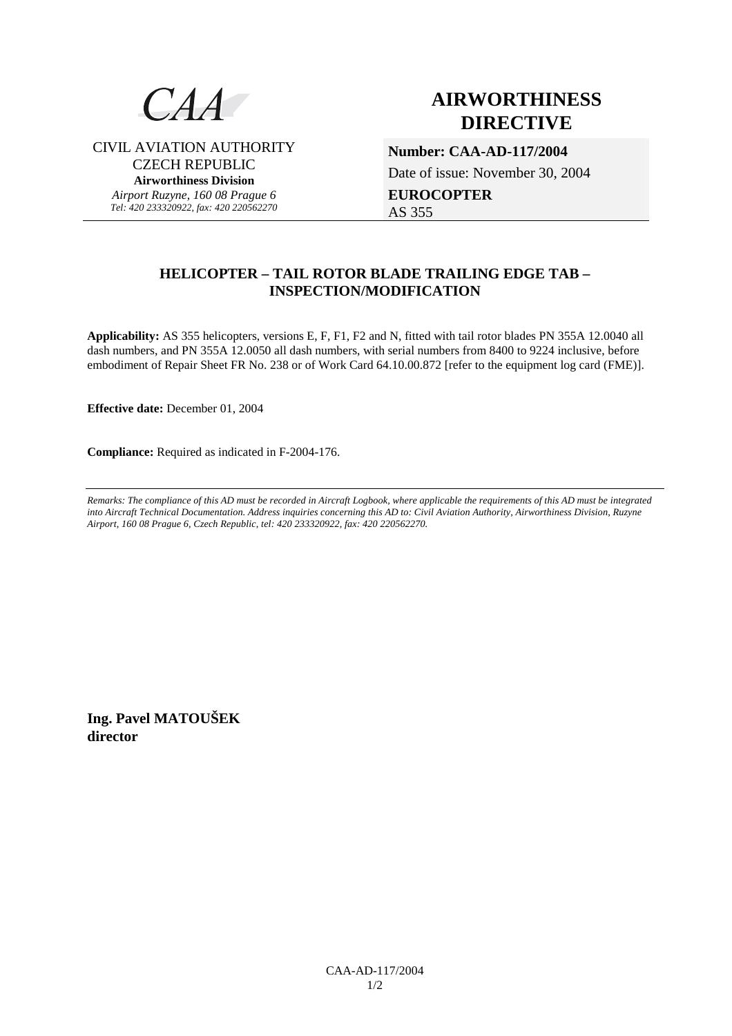CAA

CIVIL AVIATION AUTHORITY
CZECH REPUBLIC
**Airworthiness Division**
*Airport Ruzyne, 160 08 Prague 6*
*Tel: 420 233320922, fax: 420 220562270*

# AIRWORTHINESS DIRECTIVE

**Number: CAA-AD-117/2004**

Date of issue: November 30, 2004

**EUROCOPTER**
AS 355

## HELICOPTER – TAIL ROTOR BLADE TRAILING EDGE TAB – INSPECTION/MODIFICATION

**Applicability:** AS 355 helicopters, versions E, F, F1, F2 and N, fitted with tail rotor blades PN 355A 12.0040 all dash numbers, and PN 355A 12.0050 all dash numbers, with serial numbers from 8400 to 9224 inclusive, before embodiment of Repair Sheet FR No. 238 or of Work Card 64.10.00.872 [refer to the equipment log card (FME)].

**Effective date:** December 01, 2004

**Compliance:** Required as indicated in F-2004-176.

---

*Remarks: The compliance of this AD must be recorded in Aircraft Logbook, where applicable the requirements of this AD must be integrated into Aircraft Technical Documentation. Address inquiries concerning this AD to: Civil Aviation Authority, Airworthiness Division, Ruzyne Airport, 160 08 Prague 6, Czech Republic, tel: 420 233320922, fax: 420 220562270.*

**Ing. Pavel MATOUŠEK**
**director**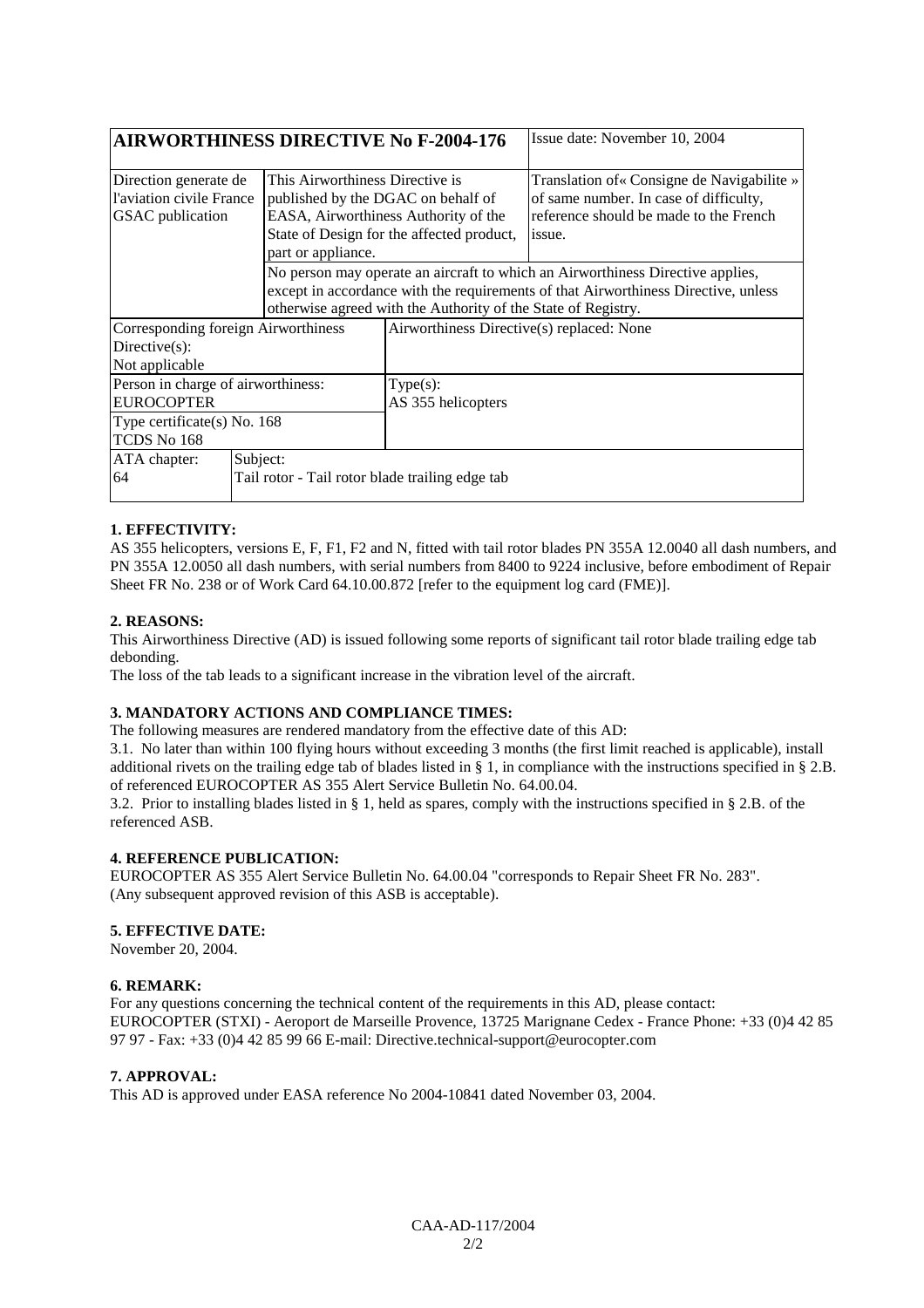| | | | |
|---|---|---|---|
| **AIRWORTHINESS DIRECTIVE No F-2004-176** | | | Issue date: November 10, 2004 |
| Direction generate de l'aviation civile France GSAC publication | This Airworthiness Directive is published by the DGAC on behalf of EASA, Airworthiness Authority of the State of Design for the affected product, part or appliance. | | Translation of« Consigne de Navigabilite » of same number. In case of difficulty, reference should be made to the French issue. |
| | No person may operate an aircraft to which an Airworthiness Directive applies, except in accordance with the requirements of that Airworthiness Directive, unless otherwise agreed with the Authority of the State of Registry. | | |
| Corresponding foreign Airworthiness Directive(s): Not applicable | | Airworthiness Directive(s) replaced: None | |
| Person in charge of airworthiness: EUROCOPTER | | Type(s): AS 355 helicopters | |
| Type certificate(s) No. 168 TCDS No 168 | | | |
| ATA chapter: 64 | Subject: Tail rotor - Tail rotor blade trailing edge tab | | |

**1. EFFECTIVITY:**

AS 355 helicopters, versions E, F, F1, F2 and N, fitted with tail rotor blades PN 355A 12.0040 all dash numbers, and PN 355A 12.0050 all dash numbers, with serial numbers from 8400 to 9224 inclusive, before embodiment of Repair Sheet FR No. 238 or of Work Card 64.10.00.872 [refer to the equipment log card (FME)].

**2. REASONS:**

This Airworthiness Directive (AD) is issued following some reports of significant tail rotor blade trailing edge tab debonding.

The loss of the tab leads to a significant increase in the vibration level of the aircraft.

**3. MANDATORY ACTIONS AND COMPLIANCE TIMES:**

The following measures are rendered mandatory from the effective date of this AD:

3.1. No later than within 100 flying hours without exceeding 3 months (the first limit reached is applicable), install additional rivets on the trailing edge tab of blades listed in § 1, in compliance with the instructions specified in § 2.B. of referenced EUROCOPTER AS 355 Alert Service Bulletin No. 64.00.04.

3.2. Prior to installing blades listed in § 1, held as spares, comply with the instructions specified in § 2.B. of the referenced ASB.

**4. REFERENCE PUBLICATION:**

EUROCOPTER AS 355 Alert Service Bulletin No. 64.00.04 "corresponds to Repair Sheet FR No. 283".
(Any subsequent approved revision of this ASB is acceptable).

**5. EFFECTIVE DATE:**

November 20, 2004.

**6. REMARK:**

For any questions concerning the technical content of the requirements in this AD, please contact:
EUROCOPTER (STXI) - Aeroport de Marseille Provence, 13725 Marignane Cedex - France Phone: +33 (0)4 42 85 97 97 - Fax: +33 (0)4 42 85 99 66 E-mail: Directive.technical-support@eurocopter.com

**7. APPROVAL:**

This AD is approved under EASA reference No 2004-10841 dated November 03, 2004.

CAA-AD-117/2004